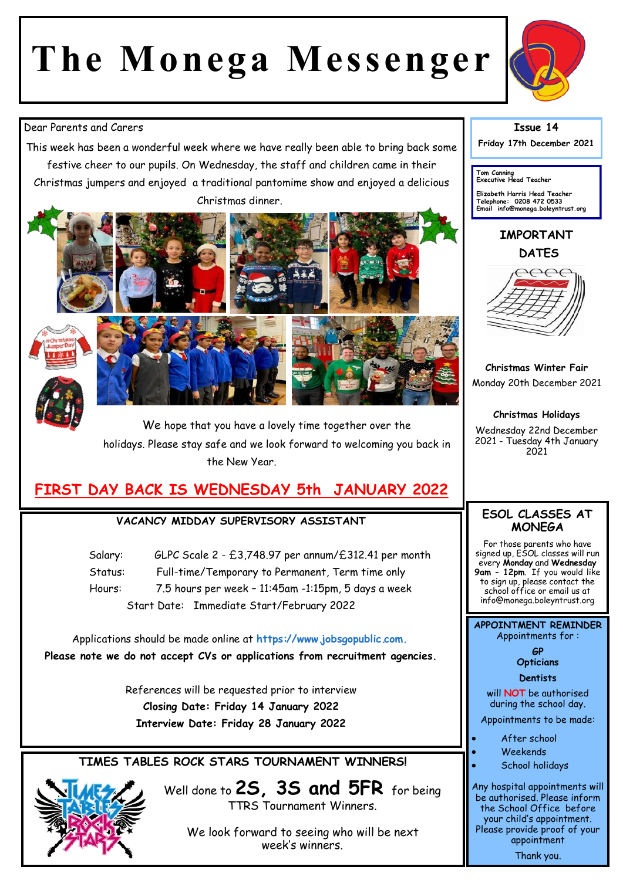# The Monega Messenger

Dear Parents and Carers

This week has been a wonderful week where we have really been able to bring back some festive cheer to our pupils. On Wednesday, the staff and children came in their Christmas jumpers and enjoyed a traditional pantomime show and enjoyed a delicious Christmas dinner.

We hope that you have a lovely time together over the holidays. Please stay safe and we look forward to welcoming you back in the New Year.

## FIRST DAY BACK IS WEDNESDAY 5th JANUARY 2022

**Issue 14**

**Friday 17th December 2021**

Tom Canning
Executive Head Teacher

Elizabeth Harris Head Teacher
Telephone: 0208 472 0533
Email info@monega.boleyntrust.org

## IMPORTANT DATES

**Christmas Winter Fair**
Monday 20th December 2021

**Christmas Holidays**
Wednesday 22nd December 2021 - Tuesday 4th January 2021

## VACANCY MIDDAY SUPERVISORY ASSISTANT

Salary: GLPC Scale 2 - £3,748.97 per annum/£312.41 per month
Status: Full-time/Temporary to Permanent, Term time only
Hours: 7.5 hours per week – 11:45am -1:15pm, 5 days a week
Start Date: Immediate Start/February 2022

Applications should be made online at https://www.jobsgopublic.com.
**Please note we do not accept CVs or applications from recruitment agencies.**

References will be requested prior to interview
**Closing Date: Friday 14 January 2022**
**Interview Date: Friday 28 January 2022**

## ESOL CLASSES AT MONEGA

For those parents who have signed up, ESOL classes will run every **Monday** and **Wednesday 9am – 12pm**. If you would like to sign up, please contact the school office or email us at info@monega.boleyntrust.org

## TIMES TABLES ROCK STARS TOURNAMENT WINNERS!

Well done to **2S, 3S and 5FR** for being TTRS Tournament Winners.

We look forward to seeing who will be next week's winners.

## APPOINTMENT REMINDER

Appointments for :

**GP**
**Opticians**
**Dentists**

will **NOT** be authorised during the school day.

Appointments to be made:

- After school
- Weekends
- School holidays

Any hospital appointments will be authorised. Please inform the School Office before your child's appointment. Please provide proof of your appointment

Thank you.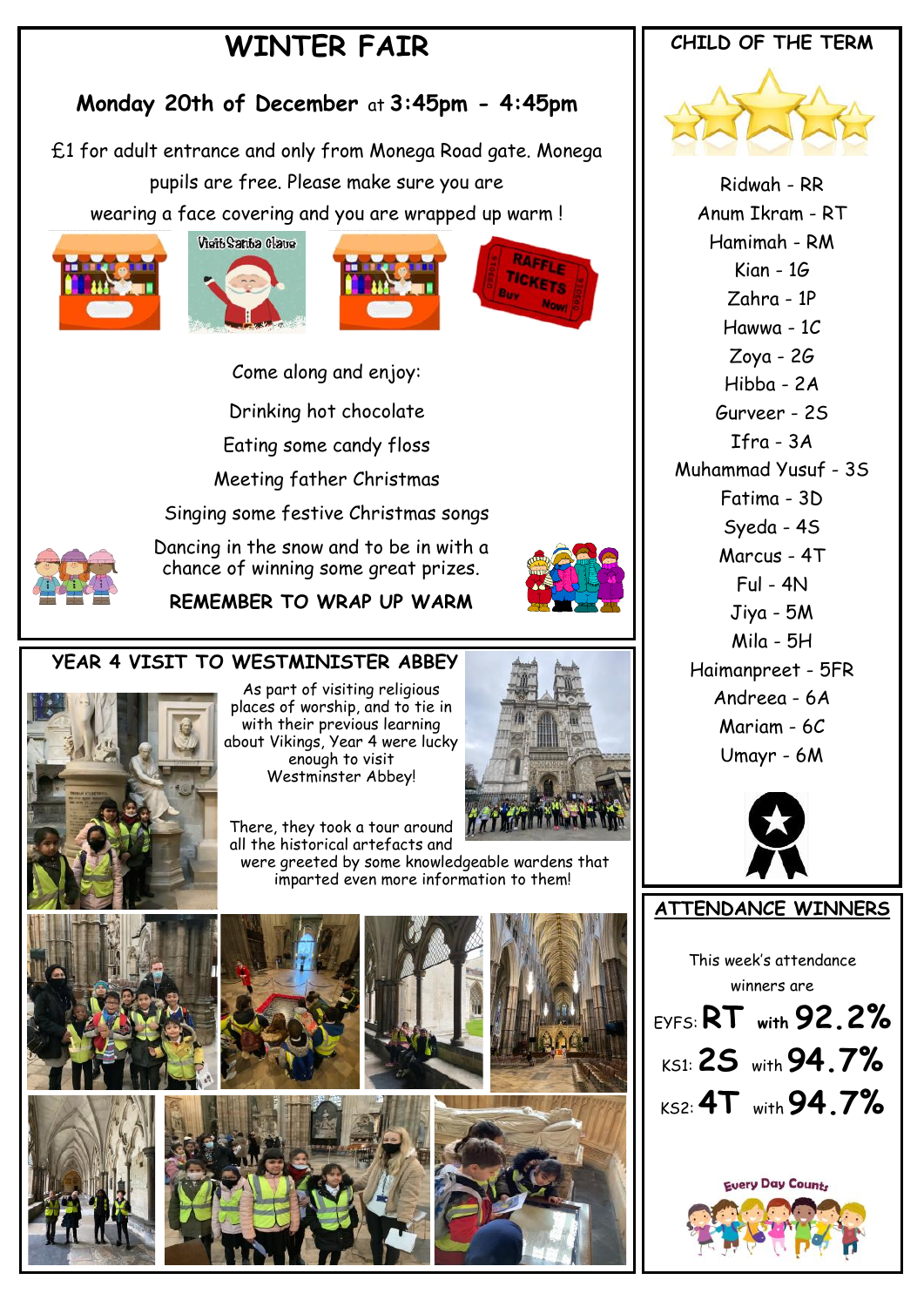# WINTER FAIR

**Monday 20th of December** at **3:45pm - 4:45pm**

£1 for adult entrance and only from Monega Road gate. Monega pupils are free. Please make sure you are wearing a face covering and you are wrapped up warm !

Come along and enjoy:

Drinking hot chocolate

Eating some candy floss

Meeting father Christmas

Singing some festive Christmas songs

Dancing in the snow and to be in with a chance of winning some great prizes.

**REMEMBER TO WRAP UP WARM**

## YEAR 4 VISIT TO WESTMINISTER ABBEY

As part of visiting religious places of worship, and to tie in with their previous learning about Vikings, Year 4 were lucky enough to visit Westminster Abbey!

There, they took a tour around all the historical artefacts and were greeted by some knowledgeable wardens that imparted even more information to them!

## CHILD OF THE TERM

Ridwah - RR
Anum Ikram - RT
Hamimah - RM
Kian - 1G
Zahra - 1P
Hawwa - 1C
Zoya - 2G
Hibba - 2A
Gurveer - 2S
Ifra - 3A
Muhammad Yusuf - 3S
Fatima - 3D
Syeda - 4S
Marcus - 4T
Ful - 4N
Jiya - 5M
Mila - 5H
Haimanpreet - 5FR
Andreea - 6A
Mariam - 6C
Umayr - 6M

## ATTENDANCE WINNERS

This week's attendance winners are

EYFS: **RT** with **92.2%**

KS1: **2S** with **94.7%**

KS2: **4T** with **94.7%**

Every Day Counts